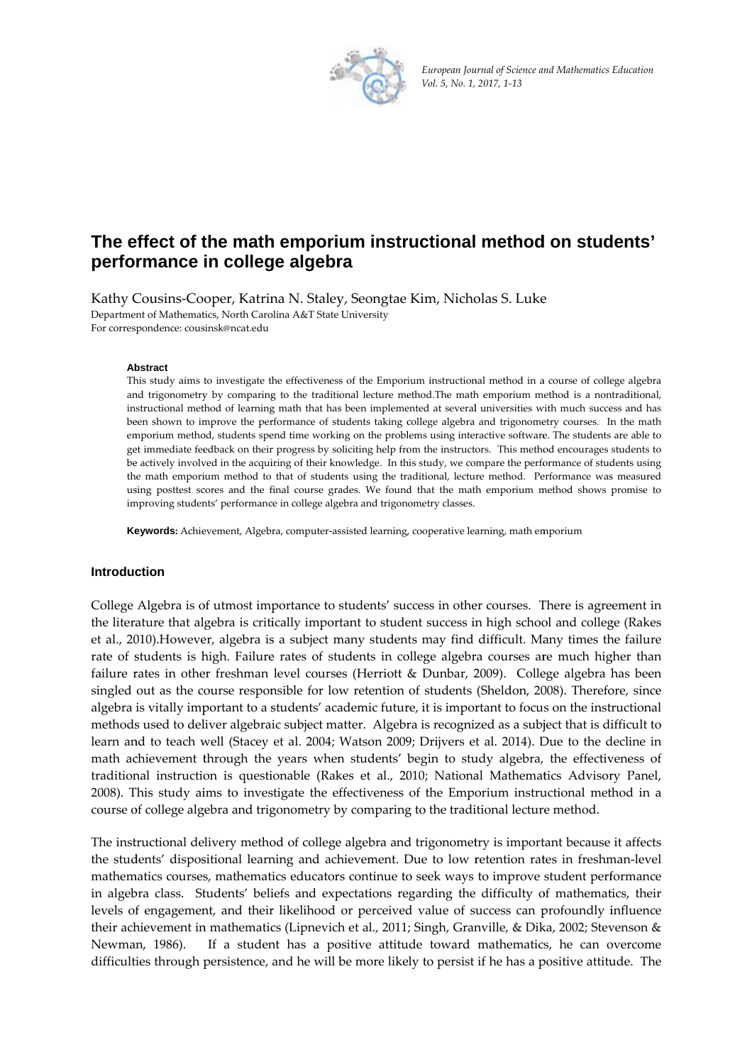# The effect of the math emporium instructional method on students' performance in college algebra

Kathy Cousins-Cooper, Katrina N. Staley, Seongtae Kim, Nicholas S. Luke

Department of Mathematics, North Carolina A&T State University

For correspondence: cousinsk@ncat.edu

### Abstract

This study aims to investigate the effectiveness of the Emporium instructional method in a course of college algebra and trigonometry by comparing to the traditional lecture method.The math emporium method is a nontraditional, instructional method of learning math that has been implemented at several universities with much success and has been shown to improve the performance of students taking college algebra and trigonometry courses. In the math emporium method, students spend time working on the problems using interactive software. The students are able to get immediate feedback on their progress by soliciting help from the instructors. This method encourages students to be actively involved in the acquiring of their knowledge. In this study, we compare the performance of students using the math emporium method to that of students using the traditional, lecture method. Performance was measured using posttest scores and the final course grades. We found that the math emporium method shows promise to improving students' performance in college algebra and trigonometry classes.

**Keywords:** Achievement, Algebra, computer-assisted learning, cooperative learning, math emporium

## Introduction

College Algebra is of utmost importance to students' success in other courses. There is agreement in the literature that algebra is critically important to student success in high school and college (Rakes et al., 2010).However, algebra is a subject many students may find difficult. Many times the failure rate of students is high. Failure rates of students in college algebra courses are much higher than failure rates in other freshman level courses (Herriott & Dunbar, 2009). College algebra has been singled out as the course responsible for low retention of students (Sheldon, 2008). Therefore, since algebra is vitally important to a students' academic future, it is important to focus on the instructional methods used to deliver algebraic subject matter. Algebra is recognized as a subject that is difficult to learn and to teach well (Stacey et al. 2004; Watson 2009; Drijvers et al. 2014). Due to the decline in math achievement through the years when students' begin to study algebra, the effectiveness of traditional instruction is questionable (Rakes et al., 2010; National Mathematics Advisory Panel, 2008). This study aims to investigate the effectiveness of the Emporium instructional method in a course of college algebra and trigonometry by comparing to the traditional lecture method.

The instructional delivery method of college algebra and trigonometry is important because it affects the students' dispositional learning and achievement. Due to low retention rates in freshman-level mathematics courses, mathematics educators continue to seek ways to improve student performance in algebra class. Students' beliefs and expectations regarding the difficulty of mathematics, their levels of engagement, and their likelihood or perceived value of success can profoundly influence their achievement in mathematics (Lipnevich et al., 2011; Singh, Granville, & Dika, 2002; Stevenson & Newman, 1986). If a student has a positive attitude toward mathematics, he can overcome difficulties through persistence, and he will be more likely to persist if he has a positive attitude. The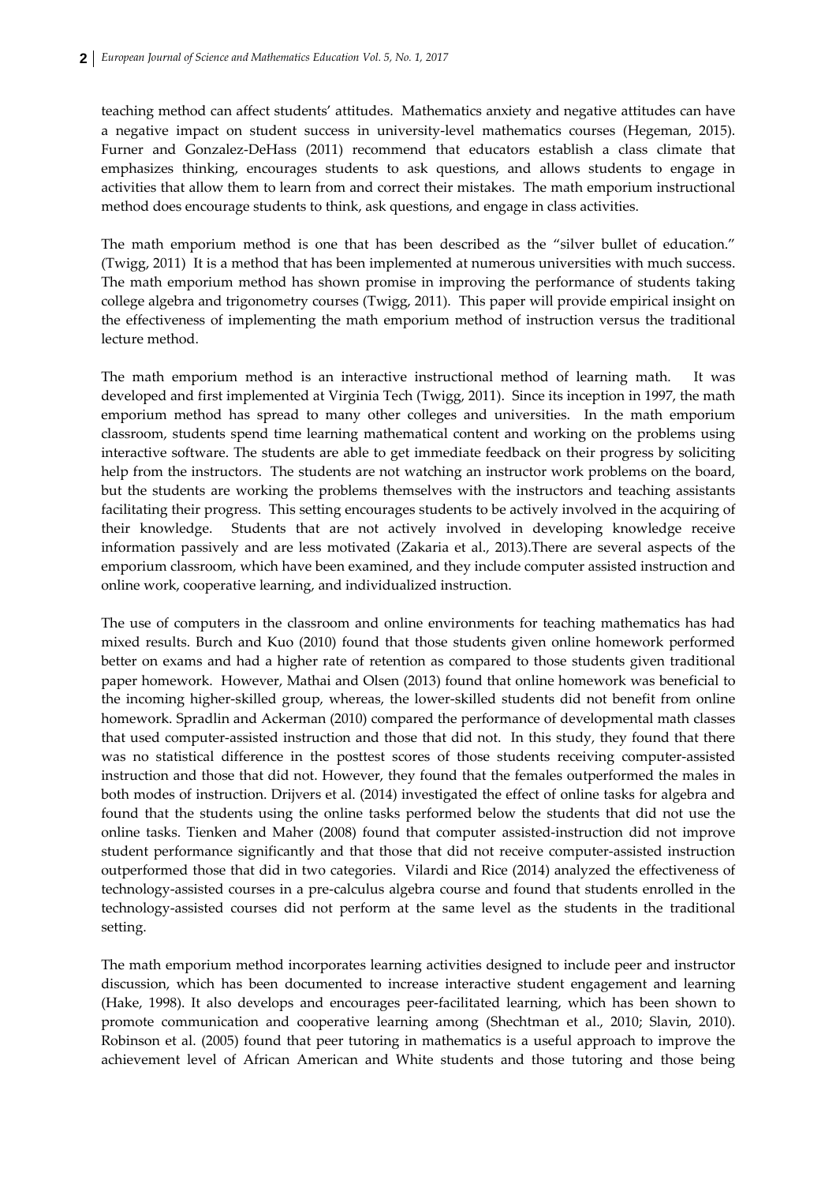teaching method can affect students' attitudes. Mathematics anxiety and negative attitudes can have a negative impact on student success in university-level mathematics courses (Hegeman, 2015). Furner and Gonzalez-DeHass (2011) recommend that educators establish a class climate that emphasizes thinking, encourages students to ask questions, and allows students to engage in activities that allow them to learn from and correct their mistakes. The math emporium instructional method does encourage students to think, ask questions, and engage in class activities.

The math emporium method is one that has been described as the "silver bullet of education." (Twigg, 2011) It is a method that has been implemented at numerous universities with much success. The math emporium method has shown promise in improving the performance of students taking college algebra and trigonometry courses (Twigg, 2011). This paper will provide empirical insight on the effectiveness of implementing the math emporium method of instruction versus the traditional lecture method.

The math emporium method is an interactive instructional method of learning math. It was developed and first implemented at Virginia Tech (Twigg, 2011). Since its inception in 1997, the math emporium method has spread to many other colleges and universities. In the math emporium classroom, students spend time learning mathematical content and working on the problems using interactive software. The students are able to get immediate feedback on their progress by soliciting help from the instructors. The students are not watching an instructor work problems on the board, but the students are working the problems themselves with the instructors and teaching assistants facilitating their progress. This setting encourages students to be actively involved in the acquiring of their knowledge. Students that are not actively involved in developing knowledge receive information passively and are less motivated (Zakaria et al., 2013).There are several aspects of the emporium classroom, which have been examined, and they include computer assisted instruction and online work, cooperative learning, and individualized instruction.

The use of computers in the classroom and online environments for teaching mathematics has had mixed results. Burch and Kuo (2010) found that those students given online homework performed better on exams and had a higher rate of retention as compared to those students given traditional paper homework. However, Mathai and Olsen (2013) found that online homework was beneficial to the incoming higher-skilled group, whereas, the lower-skilled students did not benefit from online homework. Spradlin and Ackerman (2010) compared the performance of developmental math classes that used computer-assisted instruction and those that did not. In this study, they found that there was no statistical difference in the posttest scores of those students receiving computer-assisted instruction and those that did not. However, they found that the females outperformed the males in both modes of instruction. Drijvers et al. (2014) investigated the effect of online tasks for algebra and found that the students using the online tasks performed below the students that did not use the online tasks. Tienken and Maher (2008) found that computer assisted-instruction did not improve student performance significantly and that those that did not receive computer-assisted instruction outperformed those that did in two categories. Vilardi and Rice (2014) analyzed the effectiveness of technology-assisted courses in a pre-calculus algebra course and found that students enrolled in the technology-assisted courses did not perform at the same level as the students in the traditional setting.

The math emporium method incorporates learning activities designed to include peer and instructor discussion, which has been documented to increase interactive student engagement and learning (Hake, 1998). It also develops and encourages peer-facilitated learning, which has been shown to promote communication and cooperative learning among (Shechtman et al., 2010; Slavin, 2010). Robinson et al. (2005) found that peer tutoring in mathematics is a useful approach to improve the achievement level of African American and White students and those tutoring and those being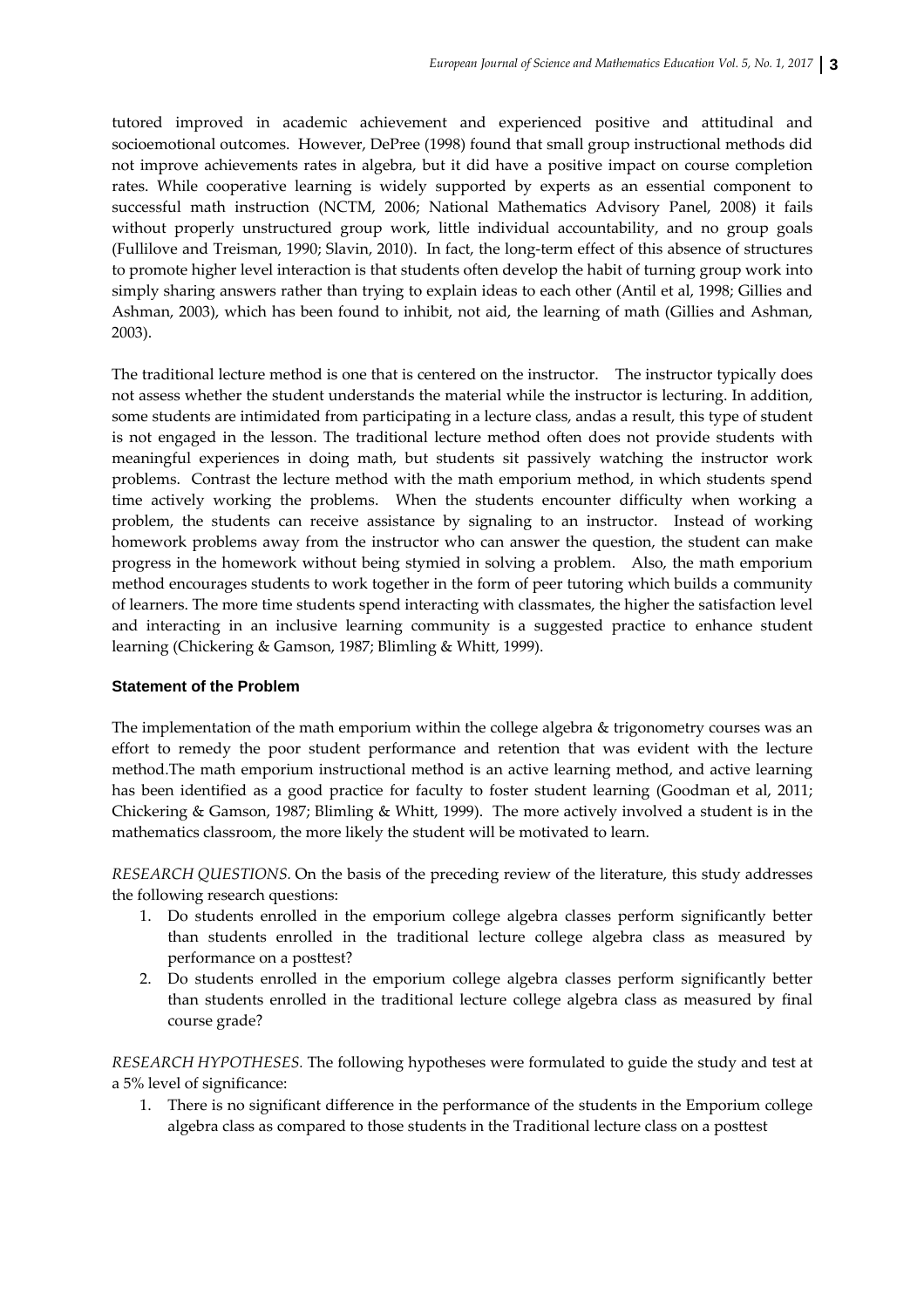tutored improved in academic achievement and experienced positive and attitudinal and socioemotional outcomes. However, DePree (1998) found that small group instructional methods did not improve achievements rates in algebra, but it did have a positive impact on course completion rates. While cooperative learning is widely supported by experts as an essential component to successful math instruction (NCTM, 2006; National Mathematics Advisory Panel, 2008) it fails without properly unstructured group work, little individual accountability, and no group goals (Fullilove and Treisman, 1990; Slavin, 2010). In fact, the long-term effect of this absence of structures to promote higher level interaction is that students often develop the habit of turning group work into simply sharing answers rather than trying to explain ideas to each other (Antil et al, 1998; Gillies and Ashman, 2003), which has been found to inhibit, not aid, the learning of math (Gillies and Ashman, 2003).

The traditional lecture method is one that is centered on the instructor. The instructor typically does not assess whether the student understands the material while the instructor is lecturing. In addition, some students are intimidated from participating in a lecture class, andas a result, this type of student is not engaged in the lesson. The traditional lecture method often does not provide students with meaningful experiences in doing math, but students sit passively watching the instructor work problems. Contrast the lecture method with the math emporium method, in which students spend time actively working the problems. When the students encounter difficulty when working a problem, the students can receive assistance by signaling to an instructor. Instead of working homework problems away from the instructor who can answer the question, the student can make progress in the homework without being stymied in solving a problem. Also, the math emporium method encourages students to work together in the form of peer tutoring which builds a community of learners. The more time students spend interacting with classmates, the higher the satisfaction level and interacting in an inclusive learning community is a suggested practice to enhance student learning (Chickering & Gamson, 1987; Blimling & Whitt, 1999).

### Statement of the Problem

The implementation of the math emporium within the college algebra & trigonometry courses was an effort to remedy the poor student performance and retention that was evident with the lecture method.The math emporium instructional method is an active learning method, and active learning has been identified as a good practice for faculty to foster student learning (Goodman et al, 2011; Chickering & Gamson, 1987; Blimling & Whitt, 1999). The more actively involved a student is in the mathematics classroom, the more likely the student will be motivated to learn.

*RESEARCH QUESTIONS.* On the basis of the preceding review of the literature, this study addresses the following research questions:

1. Do students enrolled in the emporium college algebra classes perform significantly better than students enrolled in the traditional lecture college algebra class as measured by performance on a posttest?
2. Do students enrolled in the emporium college algebra classes perform significantly better than students enrolled in the traditional lecture college algebra class as measured by final course grade?

*RESEARCH HYPOTHESES.* The following hypotheses were formulated to guide the study and test at a 5% level of significance:

1. There is no significant difference in the performance of the students in the Emporium college algebra class as compared to those students in the Traditional lecture class on a posttest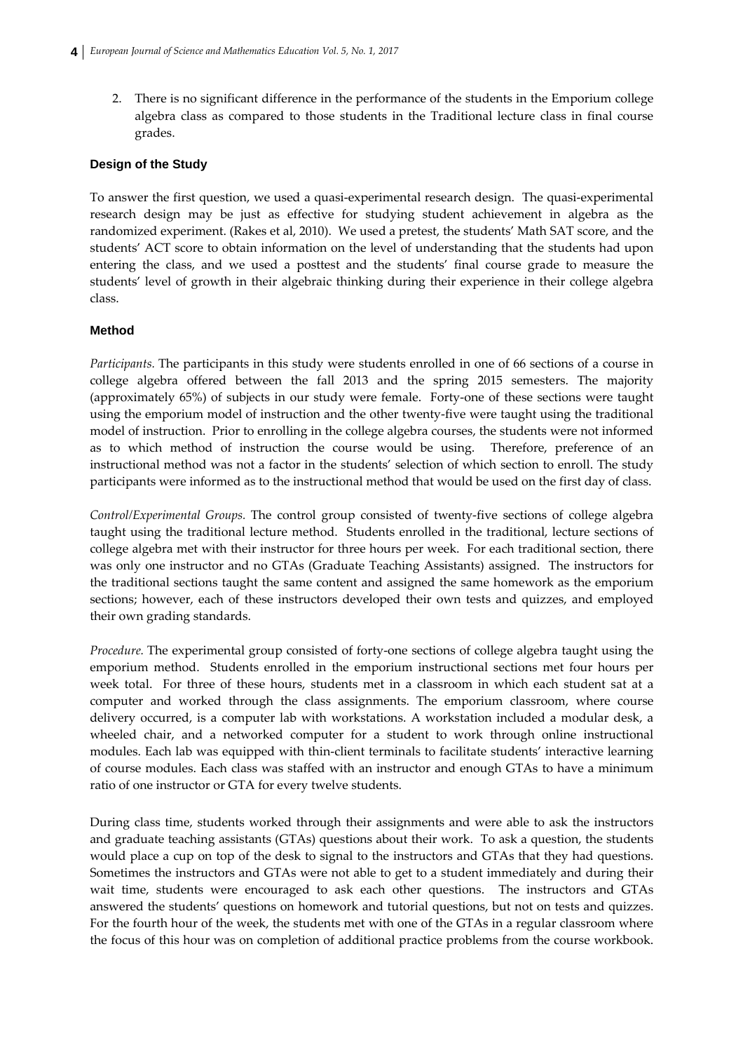2. There is no significant difference in the performance of the students in the Emporium college algebra class as compared to those students in the Traditional lecture class in final course grades.

### Design of the Study

To answer the first question, we used a quasi-experimental research design. The quasi-experimental research design may be just as effective for studying student achievement in algebra as the randomized experiment. (Rakes et al, 2010). We used a pretest, the students' Math SAT score, and the students' ACT score to obtain information on the level of understanding that the students had upon entering the class, and we used a posttest and the students' final course grade to measure the students' level of growth in their algebraic thinking during their experience in their college algebra class.

### Method

*Participants.* The participants in this study were students enrolled in one of 66 sections of a course in college algebra offered between the fall 2013 and the spring 2015 semesters. The majority (approximately 65%) of subjects in our study were female. Forty-one of these sections were taught using the emporium model of instruction and the other twenty-five were taught using the traditional model of instruction. Prior to enrolling in the college algebra courses, the students were not informed as to which method of instruction the course would be using. Therefore, preference of an instructional method was not a factor in the students' selection of which section to enroll. The study participants were informed as to the instructional method that would be used on the first day of class.

*Control/Experimental Groups.* The control group consisted of twenty-five sections of college algebra taught using the traditional lecture method. Students enrolled in the traditional, lecture sections of college algebra met with their instructor for three hours per week. For each traditional section, there was only one instructor and no GTAs (Graduate Teaching Assistants) assigned. The instructors for the traditional sections taught the same content and assigned the same homework as the emporium sections; however, each of these instructors developed their own tests and quizzes, and employed their own grading standards.

*Procedure.* The experimental group consisted of forty-one sections of college algebra taught using the emporium method. Students enrolled in the emporium instructional sections met four hours per week total. For three of these hours, students met in a classroom in which each student sat at a computer and worked through the class assignments. The emporium classroom, where course delivery occurred, is a computer lab with workstations. A workstation included a modular desk, a wheeled chair, and a networked computer for a student to work through online instructional modules. Each lab was equipped with thin-client terminals to facilitate students' interactive learning of course modules. Each class was staffed with an instructor and enough GTAs to have a minimum ratio of one instructor or GTA for every twelve students.

During class time, students worked through their assignments and were able to ask the instructors and graduate teaching assistants (GTAs) questions about their work. To ask a question, the students would place a cup on top of the desk to signal to the instructors and GTAs that they had questions. Sometimes the instructors and GTAs were not able to get to a student immediately and during their wait time, students were encouraged to ask each other questions. The instructors and GTAs answered the students' questions on homework and tutorial questions, but not on tests and quizzes. For the fourth hour of the week, the students met with one of the GTAs in a regular classroom where the focus of this hour was on completion of additional practice problems from the course workbook.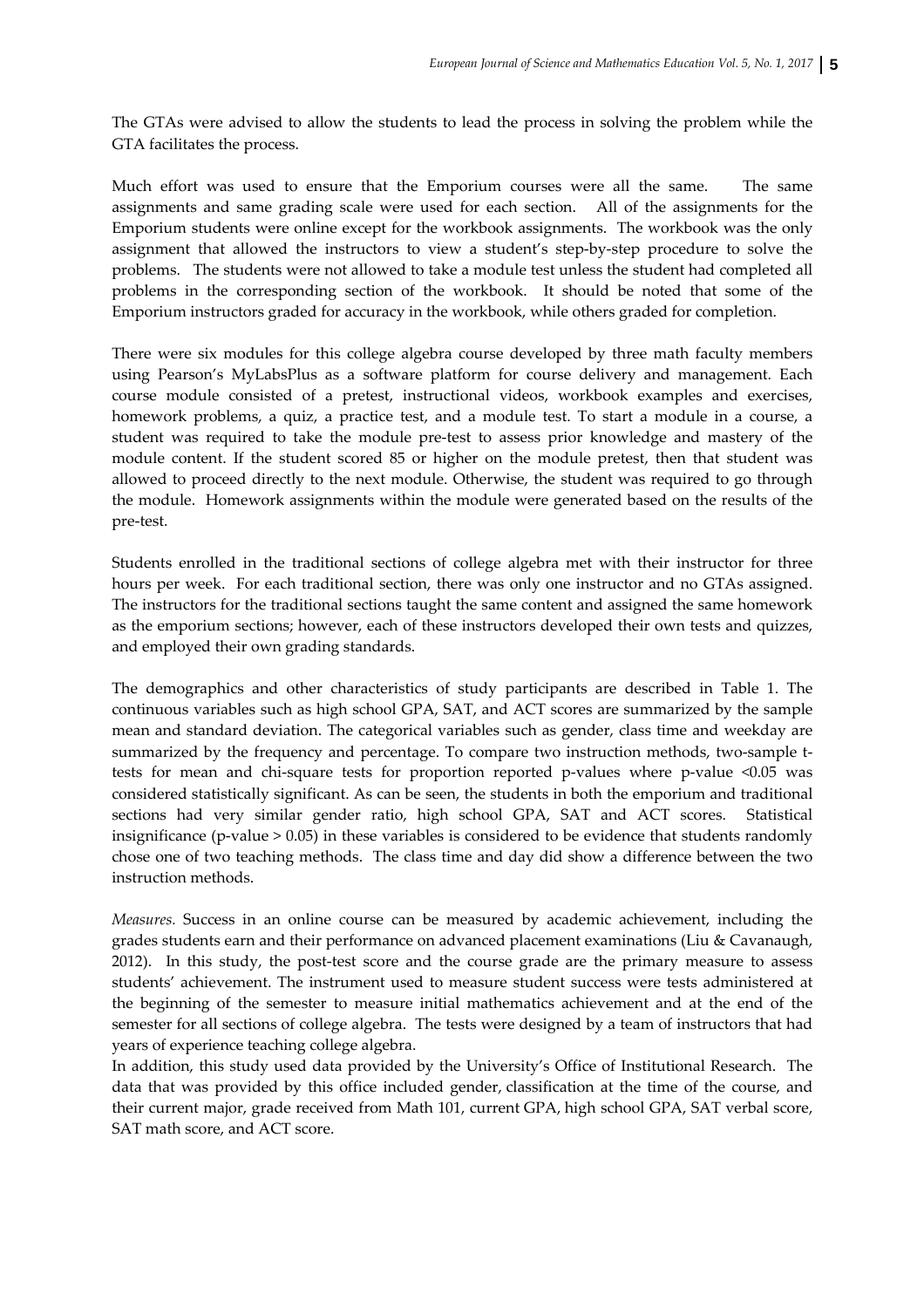The GTAs were advised to allow the students to lead the process in solving the problem while the GTA facilitates the process.

Much effort was used to ensure that the Emporium courses were all the same. The same assignments and same grading scale were used for each section. All of the assignments for the Emporium students were online except for the workbook assignments. The workbook was the only assignment that allowed the instructors to view a student's step-by-step procedure to solve the problems. The students were not allowed to take a module test unless the student had completed all problems in the corresponding section of the workbook. It should be noted that some of the Emporium instructors graded for accuracy in the workbook, while others graded for completion.

There were six modules for this college algebra course developed by three math faculty members using Pearson's MyLabsPlus as a software platform for course delivery and management. Each course module consisted of a pretest, instructional videos, workbook examples and exercises, homework problems, a quiz, a practice test, and a module test. To start a module in a course, a student was required to take the module pre-test to assess prior knowledge and mastery of the module content. If the student scored 85 or higher on the module pretest, then that student was allowed to proceed directly to the next module. Otherwise, the student was required to go through the module. Homework assignments within the module were generated based on the results of the pre-test.

Students enrolled in the traditional sections of college algebra met with their instructor for three hours per week. For each traditional section, there was only one instructor and no GTAs assigned. The instructors for the traditional sections taught the same content and assigned the same homework as the emporium sections; however, each of these instructors developed their own tests and quizzes, and employed their own grading standards.

The demographics and other characteristics of study participants are described in Table 1. The continuous variables such as high school GPA, SAT, and ACT scores are summarized by the sample mean and standard deviation. The categorical variables such as gender, class time and weekday are summarized by the frequency and percentage. To compare two instruction methods, two-sample t-tests for mean and chi-square tests for proportion reported p-values where p-value $<0.05$ was considered statistically significant. As can be seen, the students in both the emporium and traditional sections had very similar gender ratio, high school GPA, SAT and ACT scores. Statistical insignificance (p-value $> 0.05$) in these variables is considered to be evidence that students randomly chose one of two teaching methods. The class time and day did show a difference between the two instruction methods.

*Measures.* Success in an online course can be measured by academic achievement, including the grades students earn and their performance on advanced placement examinations (Liu & Cavanaugh, 2012). In this study, the post-test score and the course grade are the primary measure to assess students' achievement. The instrument used to measure student success were tests administered at the beginning of the semester to measure initial mathematics achievement and at the end of the semester for all sections of college algebra. The tests were designed by a team of instructors that had years of experience teaching college algebra.

In addition, this study used data provided by the University's Office of Institutional Research. The data that was provided by this office included gender, classification at the time of the course, and their current major, grade received from Math 101, current GPA, high school GPA, SAT verbal score, SAT math score, and ACT score.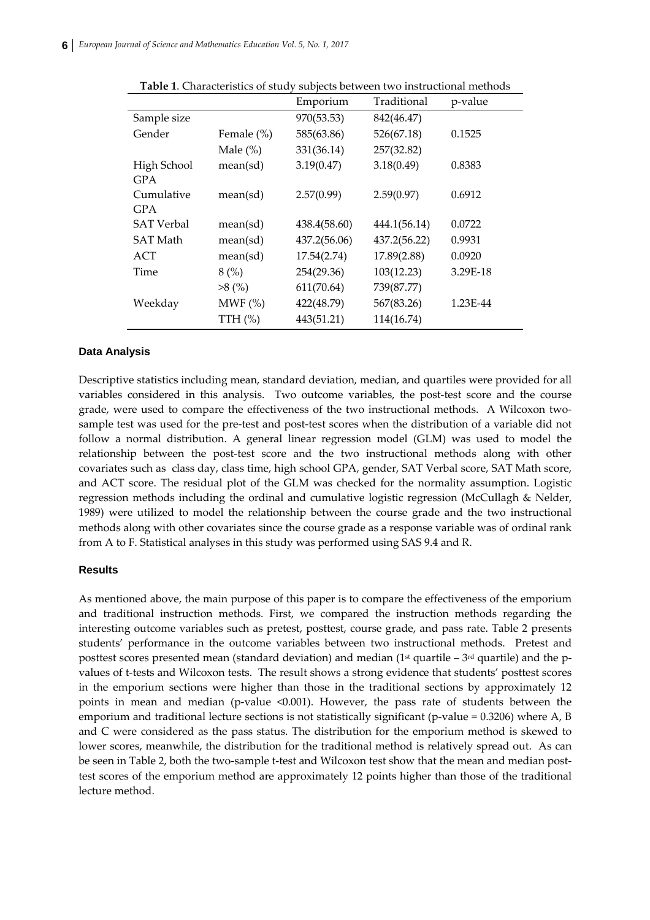**Table 1**. Characteristics of study subjects between two instructional methods

| | | Emporium | Traditional | p-value |
|---|---|---|---|---|
| Sample size | | 970(53.53) | 842(46.47) | |
| Gender | Female (%) | 585(63.86) | 526(67.18) | 0.1525 |
| | Male (%) | 331(36.14) | 257(32.82) | |
| High School GPA | mean(sd) | 3.19(0.47) | 3.18(0.49) | 0.8383 |
| Cumulative GPA | mean(sd) | 2.57(0.99) | 2.59(0.97) | 0.6912 |
| SAT Verbal | mean(sd) | 438.4(58.60) | 444.1(56.14) | 0.0722 |
| SAT Math | mean(sd) | 437.2(56.06) | 437.2(56.22) | 0.9931 |
| ACT | mean(sd) | 17.54(2.74) | 17.89(2.88) | 0.0920 |
| Time | 8 (%) | 254(29.36) | 103(12.23) | 3.29E-18 |
| | >8 (%) | 611(70.64) | 739(87.77) | |
| Weekday | MWF (%) | 422(48.79) | 567(83.26) | 1.23E-44 |
| | TTH (%) | 443(51.21) | 114(16.74) | |

### Data Analysis

Descriptive statistics including mean, standard deviation, median, and quartiles were provided for all variables considered in this analysis. Two outcome variables, the post-test score and the course grade, were used to compare the effectiveness of the two instructional methods. A Wilcoxon two-sample test was used for the pre-test and post-test scores when the distribution of a variable did not follow a normal distribution. A general linear regression model (GLM) was used to model the relationship between the post-test score and the two instructional methods along with other covariates such as class day, class time, high school GPA, gender, SAT Verbal score, SAT Math score, and ACT score. The residual plot of the GLM was checked for the normality assumption. Logistic regression methods including the ordinal and cumulative logistic regression (McCullagh & Nelder, 1989) were utilized to model the relationship between the course grade and the two instructional methods along with other covariates since the course grade as a response variable was of ordinal rank from A to F. Statistical analyses in this study was performed using SAS 9.4 and R.

### Results

As mentioned above, the main purpose of this paper is to compare the effectiveness of the emporium and traditional instruction methods. First, we compared the instruction methods regarding the interesting outcome variables such as pretest, posttest, course grade, and pass rate. Table 2 presents students' performance in the outcome variables between two instructional methods. Pretest and posttest scores presented mean (standard deviation) and median (1st quartile – 3rd quartile) and the p-values of t-tests and Wilcoxon tests. The result shows a strong evidence that students' posttest scores in the emporium sections were higher than those in the traditional sections by approximately 12 points in mean and median (p-value <0.001). However, the pass rate of students between the emporium and traditional lecture sections is not statistically significant (p-value = 0.3206) where A, B and C were considered as the pass status. The distribution for the emporium method is skewed to lower scores, meanwhile, the distribution for the traditional method is relatively spread out. As can be seen in Table 2, both the two-sample t-test and Wilcoxon test show that the mean and median post-test scores of the emporium method are approximately 12 points higher than those of the traditional lecture method.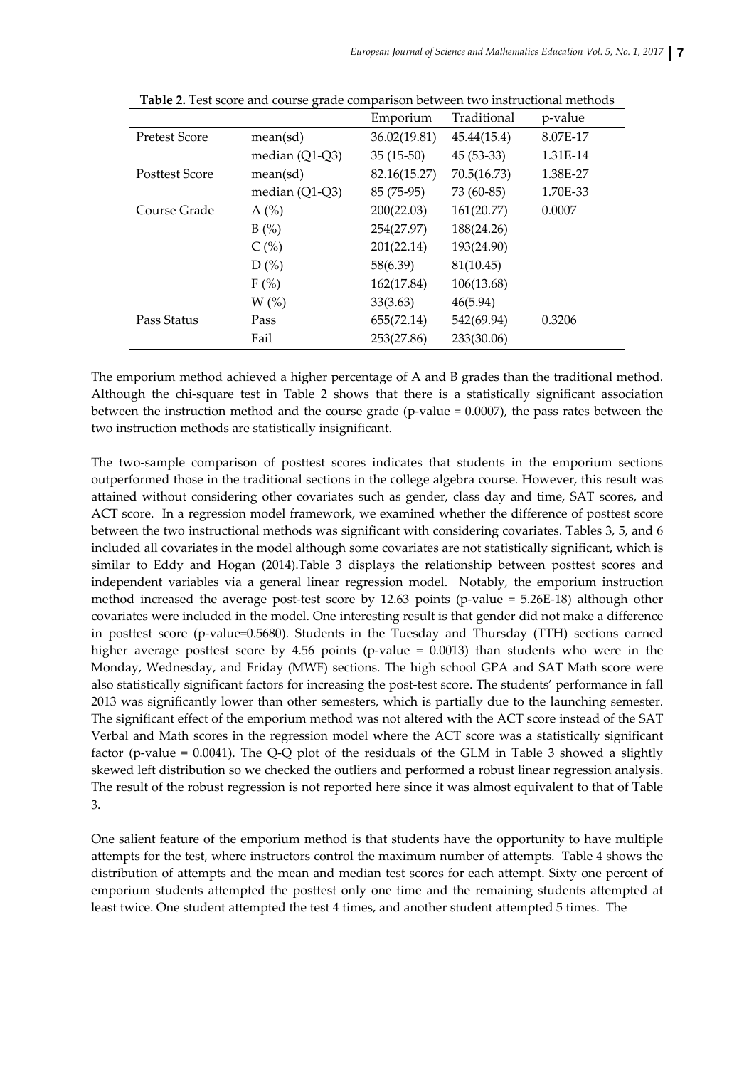**Table 2.** Test score and course grade comparison between two instructional methods

| | | Emporium | Traditional | p-value |
|---|---|---|---|---|
| Pretest Score | mean(sd) | 36.02(19.81) | 45.44(15.4) | 8.07E-17 |
| | median (Q1-Q3) | 35 (15-50) | 45 (53-33) | 1.31E-14 |
| Posttest Score | mean(sd) | 82.16(15.27) | 70.5(16.73) | 1.38E-27 |
| | median (Q1-Q3) | 85 (75-95) | 73 (60-85) | 1.70E-33 |
| Course Grade | A (%) | 200(22.03) | 161(20.77) | 0.0007 |
| | B (%) | 254(27.97) | 188(24.26) | |
| | C (%) | 201(22.14) | 193(24.90) | |
| | D (%) | 58(6.39) | 81(10.45) | |
| | F (%) | 162(17.84) | 106(13.68) | |
| | W (%) | 33(3.63) | 46(5.94) | |
| Pass Status | Pass | 655(72.14) | 542(69.94) | 0.3206 |
| | Fail | 253(27.86) | 233(30.06) | |

The emporium method achieved a higher percentage of A and B grades than the traditional method. Although the chi-square test in Table 2 shows that there is a statistically significant association between the instruction method and the course grade (p-value = 0.0007), the pass rates between the two instruction methods are statistically insignificant.

The two-sample comparison of posttest scores indicates that students in the emporium sections outperformed those in the traditional sections in the college algebra course. However, this result was attained without considering other covariates such as gender, class day and time, SAT scores, and ACT score. In a regression model framework, we examined whether the difference of posttest score between the two instructional methods was significant with considering covariates. Tables 3, 5, and 6 included all covariates in the model although some covariates are not statistically significant, which is similar to Eddy and Hogan (2014).Table 3 displays the relationship between posttest scores and independent variables via a general linear regression model. Notably, the emporium instruction method increased the average post-test score by 12.63 points (p-value = 5.26E-18) although other covariates were included in the model. One interesting result is that gender did not make a difference in posttest score (p-value=0.5680). Students in the Tuesday and Thursday (TTH) sections earned higher average posttest score by 4.56 points (p-value = 0.0013) than students who were in the Monday, Wednesday, and Friday (MWF) sections. The high school GPA and SAT Math score were also statistically significant factors for increasing the post-test score. The students' performance in fall 2013 was significantly lower than other semesters, which is partially due to the launching semester. The significant effect of the emporium method was not altered with the ACT score instead of the SAT Verbal and Math scores in the regression model where the ACT score was a statistically significant factor (p-value = 0.0041). The Q-Q plot of the residuals of the GLM in Table 3 showed a slightly skewed left distribution so we checked the outliers and performed a robust linear regression analysis. The result of the robust regression is not reported here since it was almost equivalent to that of Table 3.

One salient feature of the emporium method is that students have the opportunity to have multiple attempts for the test, where instructors control the maximum number of attempts. Table 4 shows the distribution of attempts and the mean and median test scores for each attempt. Sixty one percent of emporium students attempted the posttest only one time and the remaining students attempted at least twice. One student attempted the test 4 times, and another student attempted 5 times. The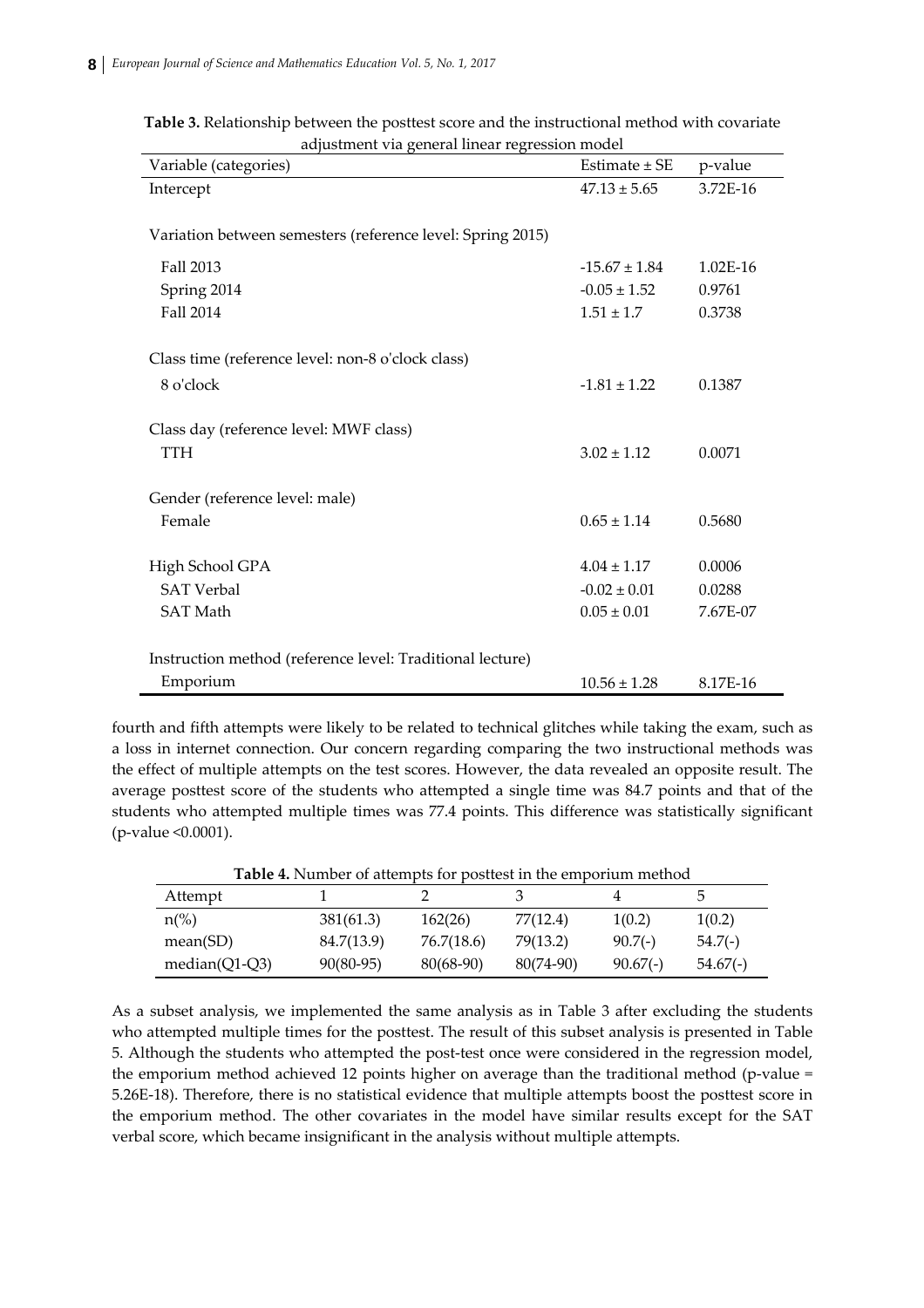**Table 3.** Relationship between the posttest score and the instructional method with covariate adjustment via general linear regression model

| Variable (categories) | Estimate ± SE | p-value |
|---|---|---|
| Intercept | 47.13 ± 5.65 | 3.72E-16 |
| Variation between semesters (reference level: Spring 2015) | | |
| Fall 2013 | -15.67 ± 1.84 | 1.02E-16 |
| Spring 2014 | -0.05 ± 1.52 | 0.9761 |
| Fall 2014 | 1.51 ± 1.7 | 0.3738 |
| Class time (reference level: non-8 o'clock class) | | |
| 8 o'clock | -1.81 ± 1.22 | 0.1387 |
| Class day (reference level: MWF class) | | |
| TTH | 3.02 ± 1.12 | 0.0071 |
| Gender (reference level: male) | | |
| Female | 0.65 ± 1.14 | 0.5680 |
| High School GPA | 4.04 ± 1.17 | 0.0006 |
| SAT Verbal | -0.02 ± 0.01 | 0.0288 |
| SAT Math | 0.05 ± 0.01 | 7.67E-07 |
| Instruction method (reference level: Traditional lecture) | | |
| Emporium | 10.56 ± 1.28 | 8.17E-16 |

fourth and fifth attempts were likely to be related to technical glitches while taking the exam, such as a loss in internet connection. Our concern regarding comparing the two instructional methods was the effect of multiple attempts on the test scores. However, the data revealed an opposite result. The average posttest score of the students who attempted a single time was 84.7 points and that of the students who attempted multiple times was 77.4 points. This difference was statistically significant (p-value <0.0001).

**Table 4.** Number of attempts for posttest in the emporium method

| Attempt | 1 | 2 | 3 | 4 | 5 |
|---|---|---|---|---|---|
| n(%) | 381(61.3) | 162(26) | 77(12.4) | 1(0.2) | 1(0.2) |
| mean(SD) | 84.7(13.9) | 76.7(18.6) | 79(13.2) | 90.7(-) | 54.7(-) |
| median(Q1-Q3) | 90(80-95) | 80(68-90) | 80(74-90) | 90.67(-) | 54.67(-) |

As a subset analysis, we implemented the same analysis as in Table 3 after excluding the students who attempted multiple times for the posttest. The result of this subset analysis is presented in Table 5. Although the students who attempted the post-test once were considered in the regression model, the emporium method achieved 12 points higher on average than the traditional method (p-value = 5.26E-18). Therefore, there is no statistical evidence that multiple attempts boost the posttest score in the emporium method. The other covariates in the model have similar results except for the SAT verbal score, which became insignificant in the analysis without multiple attempts.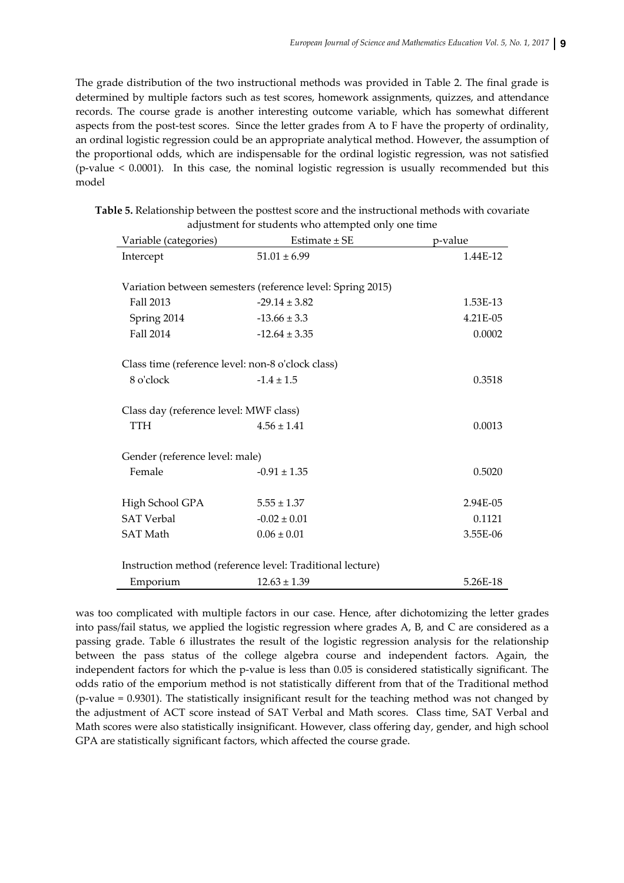The grade distribution of the two instructional methods was provided in Table 2. The final grade is determined by multiple factors such as test scores, homework assignments, quizzes, and attendance records. The course grade is another interesting outcome variable, which has somewhat different aspects from the post-test scores. Since the letter grades from A to F have the property of ordinality, an ordinal logistic regression could be an appropriate analytical method. However, the assumption of the proportional odds, which are indispensable for the ordinal logistic regression, was not satisfied (p-value < 0.0001). In this case, the nominal logistic regression is usually recommended but this model

**Table 5.** Relationship between the posttest score and the instructional methods with covariate adjustment for students who attempted only one time

| Variable (categories) | Estimate ± SE | p-value |
|---|---|---|
| Intercept | 51.01 ± 6.99 | 1.44E-12 |
| Variation between semesters (reference level: Spring 2015) | | |
| Fall 2013 | -29.14 ± 3.82 | 1.53E-13 |
| Spring 2014 | -13.66 ± 3.3 | 4.21E-05 |
| Fall 2014 | -12.64 ± 3.35 | 0.0002 |
| Class time (reference level: non-8 o'clock class) | | |
| 8 o'clock | -1.4 ± 1.5 | 0.3518 |
| Class day (reference level: MWF class) | | |
| TTH | 4.56 ± 1.41 | 0.0013 |
| Gender (reference level: male) | | |
| Female | -0.91 ± 1.35 | 0.5020 |
| High School GPA | 5.55 ± 1.37 | 2.94E-05 |
| SAT Verbal | -0.02 ± 0.01 | 0.1121 |
| SAT Math | 0.06 ± 0.01 | 3.55E-06 |
| Instruction method (reference level: Traditional lecture) | | |
| Emporium | 12.63 ± 1.39 | 5.26E-18 |

was too complicated with multiple factors in our case. Hence, after dichotomizing the letter grades into pass/fail status, we applied the logistic regression where grades A, B, and C are considered as a passing grade. Table 6 illustrates the result of the logistic regression analysis for the relationship between the pass status of the college algebra course and independent factors. Again, the independent factors for which the p-value is less than 0.05 is considered statistically significant. The odds ratio of the emporium method is not statistically different from that of the Traditional method (p-value = 0.9301). The statistically insignificant result for the teaching method was not changed by the adjustment of ACT score instead of SAT Verbal and Math scores. Class time, SAT Verbal and Math scores were also statistically insignificant. However, class offering day, gender, and high school GPA are statistically significant factors, which affected the course grade.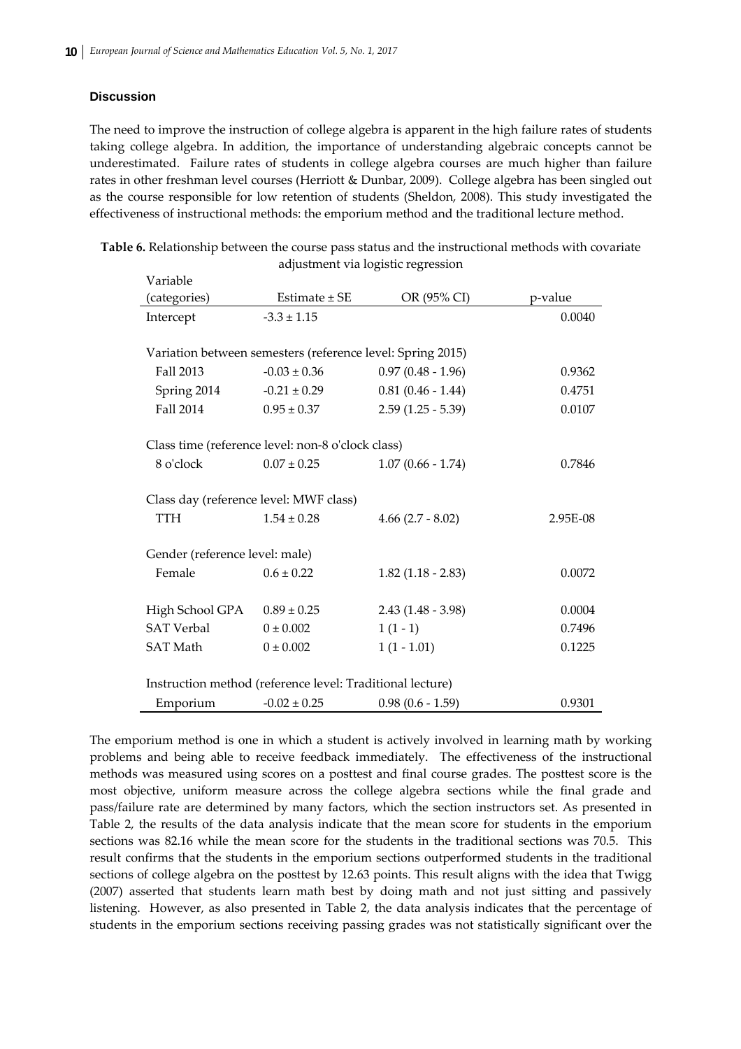### Discussion

The need to improve the instruction of college algebra is apparent in the high failure rates of students taking college algebra. In addition, the importance of understanding algebraic concepts cannot be underestimated. Failure rates of students in college algebra courses are much higher than failure rates in other freshman level courses (Herriott & Dunbar, 2009). College algebra has been singled out as the course responsible for low retention of students (Sheldon, 2008). This study investigated the effectiveness of instructional methods: the emporium method and the traditional lecture method.

**Table 6.** Relationship between the course pass status and the instructional methods with covariate adjustment via logistic regression

| Variable (categories) | Estimate ± SE | OR (95% CI) | p-value |
|---|---|---|---|
| Intercept | -3.3 ± 1.15 | | 0.0040 |
| Variation between semesters (reference level: Spring 2015) | | | |
| Fall 2013 | -0.03 ± 0.36 | 0.97 (0.48 - 1.96) | 0.9362 |
| Spring 2014 | -0.21 ± 0.29 | 0.81 (0.46 - 1.44) | 0.4751 |
| Fall 2014 | 0.95 ± 0.37 | 2.59 (1.25 - 5.39) | 0.0107 |
| Class time (reference level: non-8 o'clock class) | | | |
| 8 o'clock | 0.07 ± 0.25 | 1.07 (0.66 - 1.74) | 0.7846 |
| Class day (reference level: MWF class) | | | |
| TTH | 1.54 ± 0.28 | 4.66 (2.7 - 8.02) | 2.95E-08 |
| Gender (reference level: male) | | | |
| Female | 0.6 ± 0.22 | 1.82 (1.18 - 2.83) | 0.0072 |
| High School GPA | 0.89 ± 0.25 | 2.43 (1.48 - 3.98) | 0.0004 |
| SAT Verbal | 0 ± 0.002 | 1 (1 - 1) | 0.7496 |
| SAT Math | 0 ± 0.002 | 1 (1 - 1.01) | 0.1225 |
| Instruction method (reference level: Traditional lecture) | | | |
| Emporium | -0.02 ± 0.25 | 0.98 (0.6 - 1.59) | 0.9301 |

The emporium method is one in which a student is actively involved in learning math by working problems and being able to receive feedback immediately. The effectiveness of the instructional methods was measured using scores on a posttest and final course grades. The posttest score is the most objective, uniform measure across the college algebra sections while the final grade and pass/failure rate are determined by many factors, which the section instructors set. As presented in Table 2, the results of the data analysis indicate that the mean score for students in the emporium sections was 82.16 while the mean score for the students in the traditional sections was 70.5. This result confirms that the students in the emporium sections outperformed students in the traditional sections of college algebra on the posttest by 12.63 points. This result aligns with the idea that Twigg (2007) asserted that students learn math best by doing math and not just sitting and passively listening. However, as also presented in Table 2, the data analysis indicates that the percentage of students in the emporium sections receiving passing grades was not statistically significant over the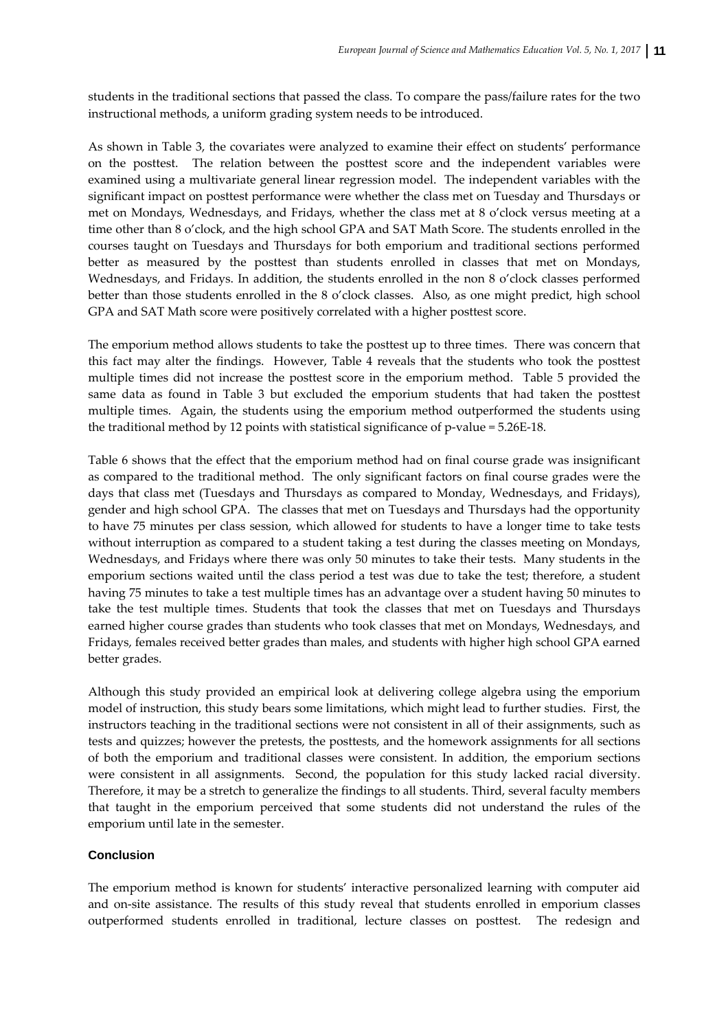students in the traditional sections that passed the class. To compare the pass/failure rates for the two instructional methods, a uniform grading system needs to be introduced.

As shown in Table 3, the covariates were analyzed to examine their effect on students' performance on the posttest. The relation between the posttest score and the independent variables were examined using a multivariate general linear regression model. The independent variables with the significant impact on posttest performance were whether the class met on Tuesday and Thursdays or met on Mondays, Wednesdays, and Fridays, whether the class met at 8 o'clock versus meeting at a time other than 8 o'clock, and the high school GPA and SAT Math Score. The students enrolled in the courses taught on Tuesdays and Thursdays for both emporium and traditional sections performed better as measured by the posttest than students enrolled in classes that met on Mondays, Wednesdays, and Fridays. In addition, the students enrolled in the non 8 o'clock classes performed better than those students enrolled in the 8 o'clock classes. Also, as one might predict, high school GPA and SAT Math score were positively correlated with a higher posttest score.

The emporium method allows students to take the posttest up to three times. There was concern that this fact may alter the findings. However, Table 4 reveals that the students who took the posttest multiple times did not increase the posttest score in the emporium method. Table 5 provided the same data as found in Table 3 but excluded the emporium students that had taken the posttest multiple times. Again, the students using the emporium method outperformed the students using the traditional method by 12 points with statistical significance of p-value = 5.26E-18.

Table 6 shows that the effect that the emporium method had on final course grade was insignificant as compared to the traditional method. The only significant factors on final course grades were the days that class met (Tuesdays and Thursdays as compared to Monday, Wednesdays, and Fridays), gender and high school GPA. The classes that met on Tuesdays and Thursdays had the opportunity to have 75 minutes per class session, which allowed for students to have a longer time to take tests without interruption as compared to a student taking a test during the classes meeting on Mondays, Wednesdays, and Fridays where there was only 50 minutes to take their tests. Many students in the emporium sections waited until the class period a test was due to take the test; therefore, a student having 75 minutes to take a test multiple times has an advantage over a student having 50 minutes to take the test multiple times. Students that took the classes that met on Tuesdays and Thursdays earned higher course grades than students who took classes that met on Mondays, Wednesdays, and Fridays, females received better grades than males, and students with higher high school GPA earned better grades.

Although this study provided an empirical look at delivering college algebra using the emporium model of instruction, this study bears some limitations, which might lead to further studies. First, the instructors teaching in the traditional sections were not consistent in all of their assignments, such as tests and quizzes; however the pretests, the posttests, and the homework assignments for all sections of both the emporium and traditional classes were consistent. In addition, the emporium sections were consistent in all assignments. Second, the population for this study lacked racial diversity. Therefore, it may be a stretch to generalize the findings to all students. Third, several faculty members that taught in the emporium perceived that some students did not understand the rules of the emporium until late in the semester.

### Conclusion

The emporium method is known for students' interactive personalized learning with computer aid and on-site assistance. The results of this study reveal that students enrolled in emporium classes outperformed students enrolled in traditional, lecture classes on posttest. The redesign and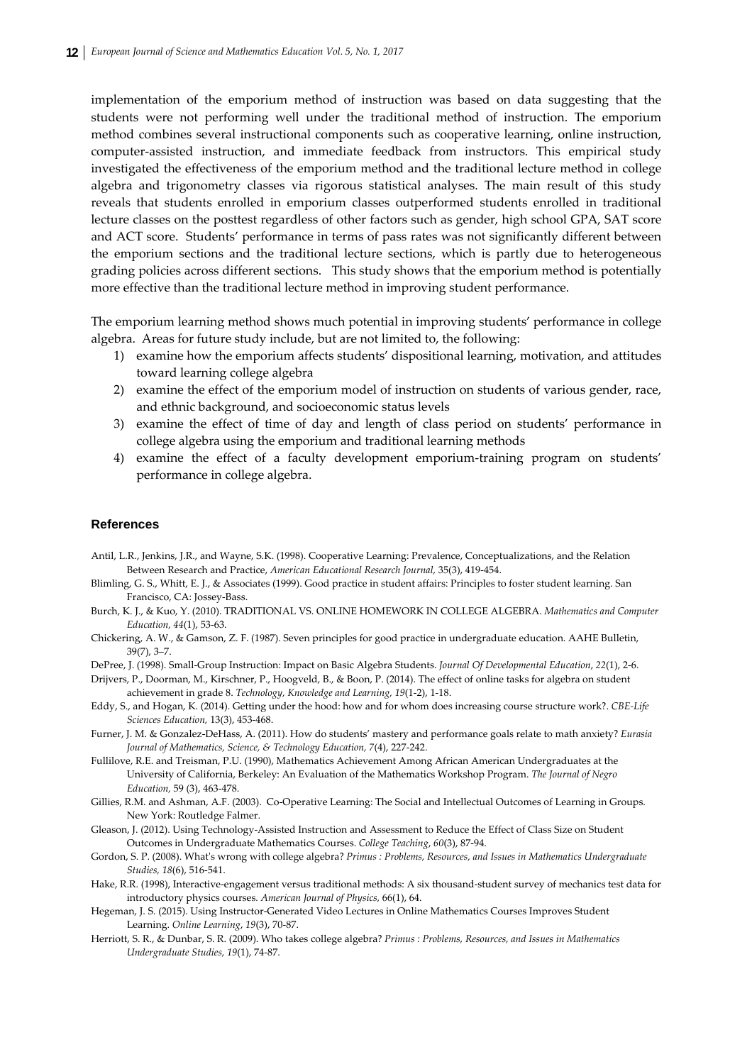implementation of the emporium method of instruction was based on data suggesting that the students were not performing well under the traditional method of instruction. The emporium method combines several instructional components such as cooperative learning, online instruction, computer-assisted instruction, and immediate feedback from instructors. This empirical study investigated the effectiveness of the emporium method and the traditional lecture method in college algebra and trigonometry classes via rigorous statistical analyses. The main result of this study reveals that students enrolled in emporium classes outperformed students enrolled in traditional lecture classes on the posttest regardless of other factors such as gender, high school GPA, SAT score and ACT score. Students' performance in terms of pass rates was not significantly different between the emporium sections and the traditional lecture sections, which is partly due to heterogeneous grading policies across different sections. This study shows that the emporium method is potentially more effective than the traditional lecture method in improving student performance.

The emporium learning method shows much potential in improving students' performance in college algebra. Areas for future study include, but are not limited to, the following:

1) examine how the emporium affects students' dispositional learning, motivation, and attitudes toward learning college algebra
2) examine the effect of the emporium model of instruction on students of various gender, race, and ethnic background, and socioeconomic status levels
3) examine the effect of time of day and length of class period on students' performance in college algebra using the emporium and traditional learning methods
4) examine the effect of a faculty development emporium-training program on students' performance in college algebra.

## References

Antil, L.R., Jenkins, J.R., and Wayne, S.K. (1998). Cooperative Learning: Prevalence, Conceptualizations, and the Relation Between Research and Practice, *American Educational Research Journal,* 35(3), 419-454.

Blimling, G. S., Whitt, E. J., & Associates (1999). Good practice in student affairs: Principles to foster student learning. San Francisco, CA: Jossey-Bass.

Burch, K. J., & Kuo, Y. (2010). TRADITIONAL VS. ONLINE HOMEWORK IN COLLEGE ALGEBRA. *Mathematics and Computer Education, 44*(1), 53-63.

Chickering, A. W., & Gamson, Z. F. (1987). Seven principles for good practice in undergraduate education. AAHE Bulletin, 39(7), 3–7.

DePree, J. (1998). Small-Group Instruction: Impact on Basic Algebra Students. *Journal Of Developmental Education*, *22*(1), 2-6.

Drijvers, P., Doorman, M., Kirschner, P., Hoogveld, B., & Boon, P. (2014). The effect of online tasks for algebra on student achievement in grade 8. *Technology, Knowledge and Learning, 19*(1-2), 1-18.

Eddy, S., and Hogan, K. (2014). Getting under the hood: how and for whom does increasing course structure work?. *CBE-Life Sciences Education,* 13(3), 453-468.

Furner, J. M. & Gonzalez-DeHass, A. (2011). How do students' mastery and performance goals relate to math anxiety? *Eurasia Journal of Mathematics, Science, & Technology Education, 7*(4), 227-242.

Fullilove, R.E. and Treisman, P.U. (1990), Mathematics Achievement Among African American Undergraduates at the University of California, Berkeley: An Evaluation of the Mathematics Workshop Program. *The Journal of Negro Education,* 59 (3), 463-478.

Gillies, R.M. and Ashman, A.F. (2003). Co-Operative Learning: The Social and Intellectual Outcomes of Learning in Groups. New York: Routledge Falmer.

Gleason, J. (2012). Using Technology-Assisted Instruction and Assessment to Reduce the Effect of Class Size on Student Outcomes in Undergraduate Mathematics Courses. *College Teaching*, *60*(3), 87-94.

Gordon, S. P. (2008). What's wrong with college algebra? *Primus : Problems, Resources, and Issues in Mathematics Undergraduate Studies, 18*(6), 516-541.

Hake, R.R. (1998), Interactive-engagement versus traditional methods: A six thousand-student survey of mechanics test data for introductory physics courses*. American Journal of Physics,* 66(1), 64.

Hegeman, J. S. (2015). Using Instructor-Generated Video Lectures in Online Mathematics Courses Improves Student Learning. *Online Learning*, *19*(3), 70-87.

Herriott, S. R., & Dunbar, S. R. (2009). Who takes college algebra? *Primus : Problems, Resources, and Issues in Mathematics Undergraduate Studies, 19*(1), 74-87.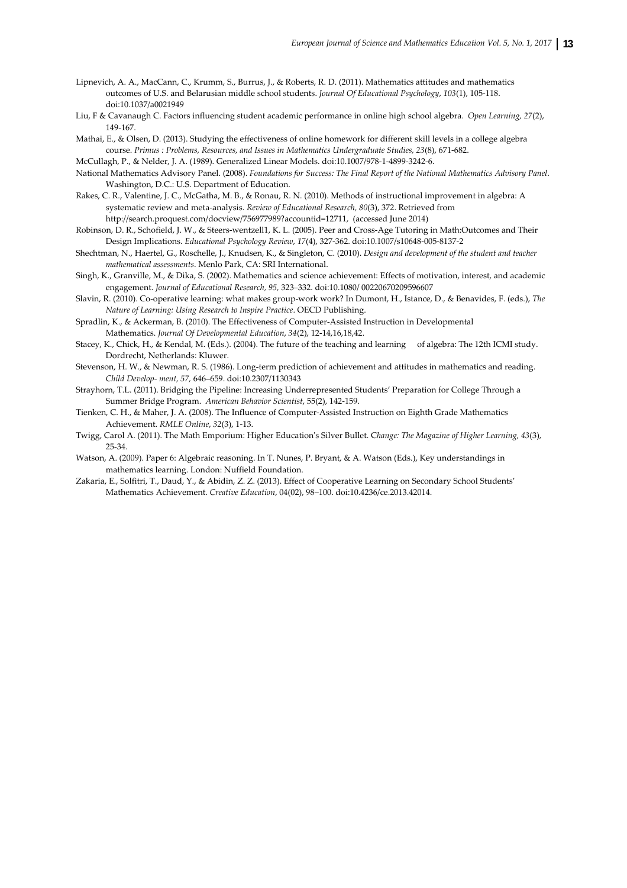Lipnevich, A. A., MacCann, C., Krumm, S., Burrus, J., & Roberts, R. D. (2011). Mathematics attitudes and mathematics outcomes of U.S. and Belarusian middle school students. *Journal Of Educational Psychology*, *103*(1), 105-118. doi:10.1037/a0021949

Liu, F & Cavanaugh C. Factors influencing student academic performance in online high school algebra. *Open Learning, 27*(2), 149-167.

Mathai, E., & Olsen, D. (2013). Studying the effectiveness of online homework for different skill levels in a college algebra course. *Primus : Problems, Resources, and Issues in Mathematics Undergraduate Studies, 23*(8), 671-682.

McCullagh, P., & Nelder, J. A. (1989). Generalized Linear Models. doi:10.1007/978-1-4899-3242-6.

National Mathematics Advisory Panel. (2008). *Foundations for Success: The Final Report of the National Mathematics Advisory Panel*. Washington, D.C.: U.S. Department of Education.

Rakes, C. R., Valentine, J. C., McGatha, M. B., & Ronau, R. N. (2010). Methods of instructional improvement in algebra: A systematic review and meta-analysis. *Review of Educational Research, 80*(3), 372. Retrieved from http://search.proquest.com/docview/756977989?accountid=12711, (accessed June 2014)

Robinson, D. R., Schofield, J. W., & Steers-wentzell1, K. L. (2005). Peer and Cross-Age Tutoring in Math:Outcomes and Their Design Implications. *Educational Psychology Review*, *17*(4), 327-362. doi:10.1007/s10648-005-8137-2

Shechtman, N., Haertel, G., Roschelle, J., Knudsen, K., & Singleton, C. (2010). *Design and development of the student and teacher mathematical assessments*. Menlo Park, CA: SRI International.

Singh, K., Granville, M., & Dika, S. (2002). Mathematics and science achievement: Effects of motivation, interest, and academic engagement. *Journal of Educational Research, 95,* 323–332. doi:10.1080/ 00220670209596607

Slavin, R. (2010). Co-operative learning: what makes group-work work? In Dumont, H., Istance, D., & Benavides, F. (eds.), *The Nature of Learning: Using Research to Inspire Practice*. OECD Publishing.

Spradlin, K., & Ackerman, B. (2010). The Effectiveness of Computer-Assisted Instruction in Developmental Mathematics. *Journal Of Developmental Education*, *34*(2), 12-14,16,18,42.

Stacey, K., Chick, H., & Kendal, M. (Eds.). (2004). The future of the teaching and learning of algebra: The 12th ICMI study. Dordrecht, Netherlands: Kluwer.

Stevenson, H. W., & Newman, R. S. (1986). Long-term prediction of achievement and attitudes in mathematics and reading. *Child Develop- ment, 57,* 646–659. doi:10.2307/1130343

Strayhorn, T.L. (2011). Bridging the Pipeline: Increasing Underrepresented Students' Preparation for College Through a Summer Bridge Program. *American Behavior Scientist*, 55(2), 142-159.

Tienken, C. H., & Maher, J. A. (2008). The Influence of Computer-Assisted Instruction on Eighth Grade Mathematics Achievement. *RMLE Online*, *32*(3), 1-13.

Twigg, Carol A. (2011). The Math Emporium: Higher Education's Silver Bullet. C*hange: The Magazine of Higher Learning, 43*(3), 25-34.

Watson, A. (2009). Paper 6: Algebraic reasoning. In T. Nunes, P. Bryant, & A. Watson (Eds.), Key understandings in mathematics learning. London: Nuffield Foundation.

Zakaria, E., Solfitri, T., Daud, Y., & Abidin, Z. Z. (2013). Effect of Cooperative Learning on Secondary School Students' Mathematics Achievement. *Creative Education*, 04(02), 98–100. doi:10.4236/ce.2013.42014.